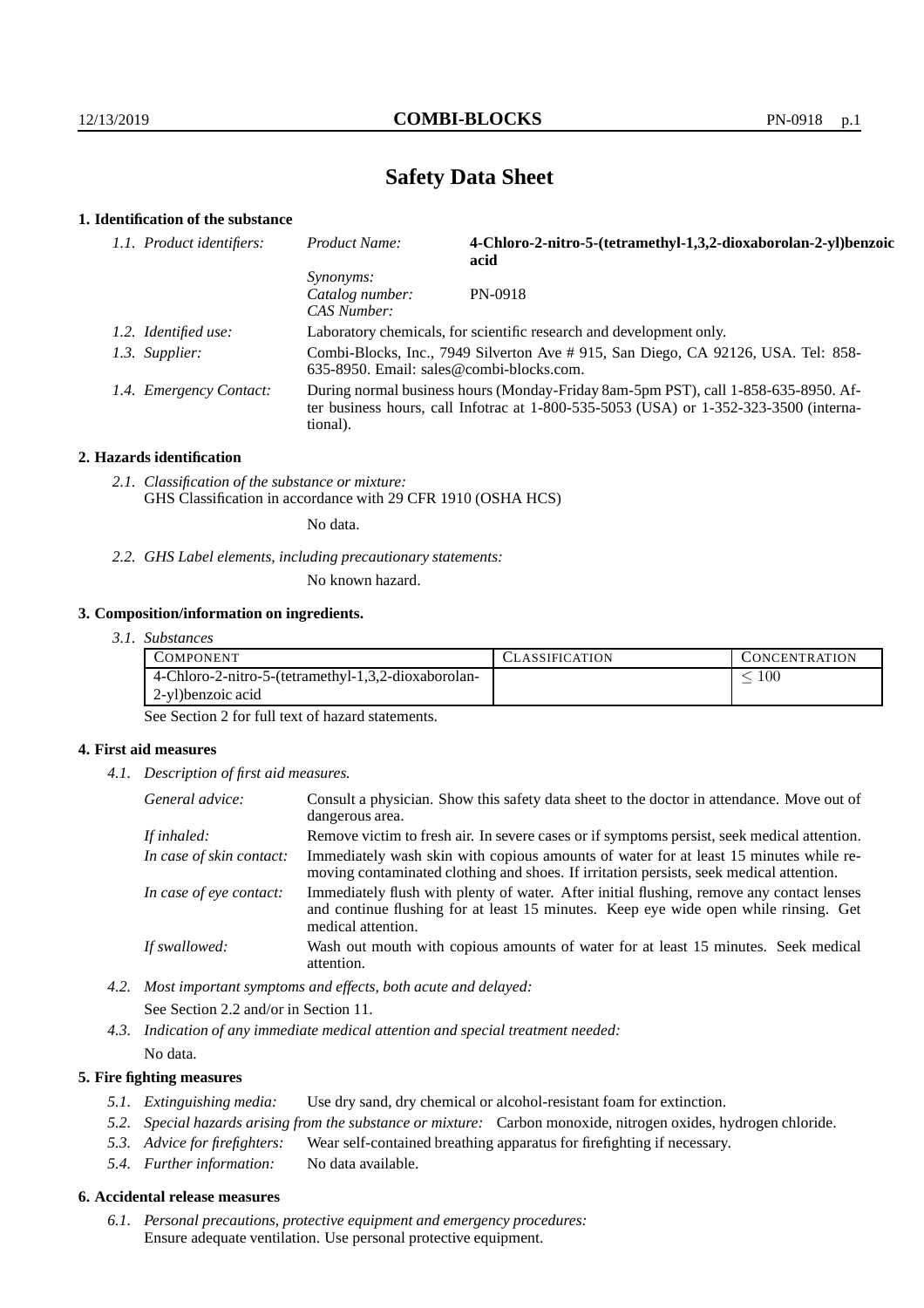# Safety Data Sheet

## 1. Identification of the substance

*1.1. Product identifiers:*

| | |
|---|---|
| *Product Name:* | **4-Chloro-2-nitro-5-(tetramethyl-1,3,2-dioxaborolan-2-yl)benzoic acid** |
| *Synonyms:* | |
| *Catalog number:* | PN-0918 |
| *CAS Number:* | |

*1.2. Identified use:* Laboratory chemicals, for scientific research and development only.

*1.3. Supplier:* Combi-Blocks, Inc., 7949 Silverton Ave # 915, San Diego, CA 92126, USA. Tel: 858-635-8950. Email: sales@combi-blocks.com.

*1.4. Emergency Contact:* During normal business hours (Monday-Friday 8am-5pm PST), call 1-858-635-8950. After business hours, call Infotrac at 1-800-535-5053 (USA) or 1-352-323-3500 (international).

## 2. Hazards identification

*2.1. Classification of the substance or mixture:*
GHS Classification in accordance with 29 CFR 1910 (OSHA HCS)

No data.

*2.2. GHS Label elements, including precautionary statements:*

No known hazard.

## 3. Composition/information on ingredients.

*3.1. Substances*

| COMPONENT | CLASSIFICATION | CONCENTRATION |
|---|---|---|
| 4-Chloro-2-nitro-5-(tetramethyl-1,3,2-dioxaborolan-2-yl)benzoic acid | | $\leq 100$ |

See Section 2 for full text of hazard statements.

## 4. First aid measures

*4.1. Description of first aid measures.*

*General advice:* Consult a physician. Show this safety data sheet to the doctor in attendance. Move out of dangerous area.

*If inhaled:* Remove victim to fresh air. In severe cases or if symptoms persist, seek medical attention.

*In case of skin contact:* Immediately wash skin with copious amounts of water for at least 15 minutes while removing contaminated clothing and shoes. If irritation persists, seek medical attention.

*In case of eye contact:* Immediately flush with plenty of water. After initial flushing, remove any contact lenses and continue flushing for at least 15 minutes. Keep eye wide open while rinsing. Get medical attention.

*If swallowed:* Wash out mouth with copious amounts of water for at least 15 minutes. Seek medical attention.

*4.2. Most important symptoms and effects, both acute and delayed:*

See Section 2.2 and/or in Section 11.

*4.3. Indication of any immediate medical attention and special treatment needed:*

No data.

## 5. Fire fighting measures

*5.1. Extinguishing media:* Use dry sand, dry chemical or alcohol-resistant foam for extinction.

*5.2. Special hazards arising from the substance or mixture:* Carbon monoxide, nitrogen oxides, hydrogen chloride.

*5.3. Advice for firefighters:* Wear self-contained breathing apparatus for firefighting if necessary.

*5.4. Further information:* No data available.

## 6. Accidental release measures

*6.1. Personal precautions, protective equipment and emergency procedures:*
Ensure adequate ventilation. Use personal protective equipment.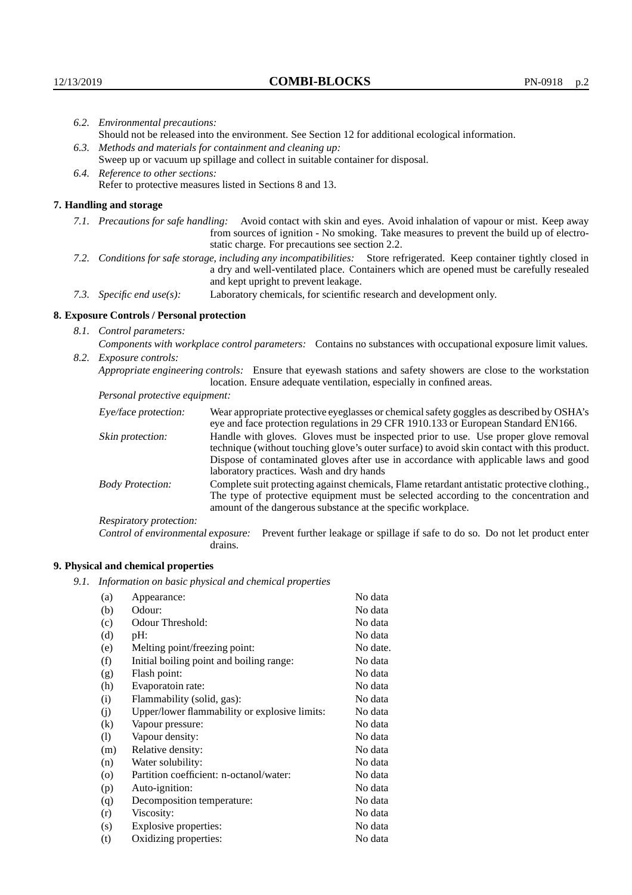*6.2. Environmental precautions:*
Should not be released into the environment. See Section 12 for additional ecological information.

*6.3. Methods and materials for containment and cleaning up:*
Sweep up or vacuum up spillage and collect in suitable container for disposal.

*6.4. Reference to other sections:*
Refer to protective measures listed in Sections 8 and 13.

## 7. Handling and storage

*7.1. Precautions for safe handling:* Avoid contact with skin and eyes. Avoid inhalation of vapour or mist. Keep away from sources of ignition - No smoking. Take measures to prevent the build up of electrostatic charge. For precautions see section 2.2.

*7.2. Conditions for safe storage, including any incompatibilities:* Store refrigerated. Keep container tightly closed in a dry and well-ventilated place. Containers which are opened must be carefully resealed and kept upright to prevent leakage.

*7.3. Specific end use(s):* Laboratory chemicals, for scientific research and development only.

## 8. Exposure Controls / Personal protection

*8.1. Control parameters:*
*Components with workplace control parameters:* Contains no substances with occupational exposure limit values.

*8.2. Exposure controls:*
*Appropriate engineering controls:* Ensure that eyewash stations and safety showers are close to the workstation location. Ensure adequate ventilation, especially in confined areas.

*Personal protective equipment:*

*Eye/face protection:* Wear appropriate protective eyeglasses or chemical safety goggles as described by OSHA's eye and face protection regulations in 29 CFR 1910.133 or European Standard EN166.

*Skin protection:* Handle with gloves. Gloves must be inspected prior to use. Use proper glove removal technique (without touching glove's outer surface) to avoid skin contact with this product. Dispose of contaminated gloves after use in accordance with applicable laws and good laboratory practices. Wash and dry hands

*Body Protection:* Complete suit protecting against chemicals, Flame retardant antistatic protective clothing., The type of protective equipment must be selected according to the concentration and amount of the dangerous substance at the specific workplace.

*Respiratory protection:*

*Control of environmental exposure:* Prevent further leakage or spillage if safe to do so. Do not let product enter drains.

## 9. Physical and chemical properties

*9.1. Information on basic physical and chemical properties*

| | | |
|---|---|---|
| (a) | Appearance: | No data |
| (b) | Odour: | No data |
| (c) | Odour Threshold: | No data |
| (d) | pH: | No data |
| (e) | Melting point/freezing point: | No date. |
| (f) | Initial boiling point and boiling range: | No data |
| (g) | Flash point: | No data |
| (h) | Evaporatoin rate: | No data |
| (i) | Flammability (solid, gas): | No data |
| (j) | Upper/lower flammability or explosive limits: | No data |
| (k) | Vapour pressure: | No data |
| (l) | Vapour density: | No data |
| (m) | Relative density: | No data |
| (n) | Water solubility: | No data |
| (o) | Partition coefficient: n-octanol/water: | No data |
| (p) | Auto-ignition: | No data |
| (q) | Decomposition temperature: | No data |
| (r) | Viscosity: | No data |
| (s) | Explosive properties: | No data |
| (t) | Oxidizing properties: | No data |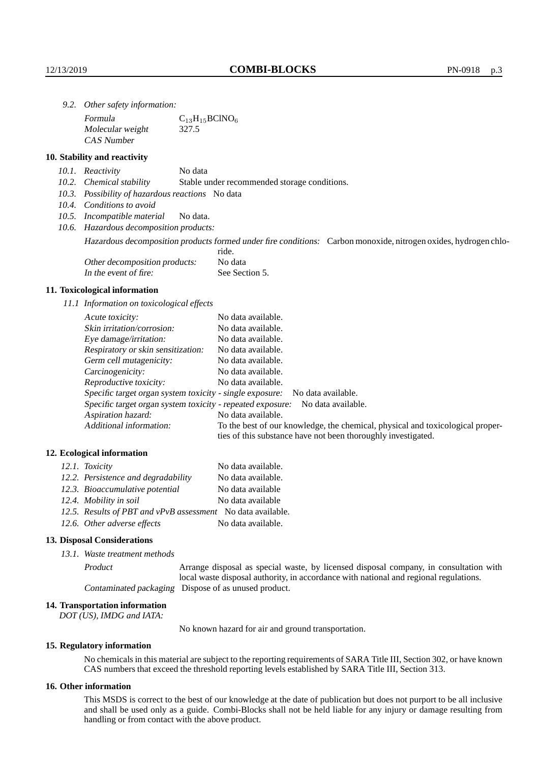*9.2. Other safety information:*

| | |
|---|---|
| *Formula* | $C_{13}H_{15}BClNO_6$ |
| *Molecular weight* | 327.5 |
| *CAS Number* | |

## 10. Stability and reactivity

*10.1. Reactivity* No data

*10.2. Chemical stability* Stable under recommended storage conditions.

*10.3. Possibility of hazardous reactions* No data

*10.4. Conditions to avoid*

*10.5. Incompatible material* No data.

*10.6. Hazardous decomposition products:*

*Hazardous decomposition products formed under fire conditions:* Carbon monoxide, nitrogen oxides, hydrogen chloride.

| | |
|---|---|
| *Other decomposition products:* | No data |
| *In the event of fire:* | See Section 5. |

## 11. Toxicological information

*11.1 Information on toxicological effects*

| | |
|---|---|
| *Acute toxicity:* | No data available. |
| *Skin irritation/corrosion:* | No data available. |
| *Eye damage/irritation:* | No data available. |
| *Respiratory or skin sensitization:* | No data available. |
| *Germ cell mutagenicity:* | No data available. |
| *Carcinogenicity:* | No data available. |
| *Reproductive toxicity:* | No data available. |
| *Specific target organ system toxicity - single exposure:* | No data available. |
| *Specific target organ system toxicity - repeated exposure:* | No data available. |
| *Aspiration hazard:* | No data available. |
| *Additional information:* | To the best of our knowledge, the chemical, physical and toxicological properties of this substance have not been thoroughly investigated. |

## 12. Ecological information

| | |
|---|---|
| *12.1. Toxicity* | No data available. |
| *12.2. Persistence and degradability* | No data available. |
| *12.3. Bioaccumulative potential* | No data available |
| *12.4. Mobility in soil* | No data available |
| *12.5. Results of PBT and vPvB assessment* | No data available. |
| *12.6. Other adverse effects* | No data available. |

## 13. Disposal Considerations

*13.1. Waste treatment methods*

*Product* Arrange disposal as special waste, by licensed disposal company, in consultation with local waste disposal authority, in accordance with national and regional regulations.

*Contaminated packaging* Dispose of as unused product.

## 14. Transportation information

*DOT (US), IMDG and IATA:*

No known hazard for air and ground transportation.

## 15. Regulatory information

No chemicals in this material are subject to the reporting requirements of SARA Title III, Section 302, or have known CAS numbers that exceed the threshold reporting levels established by SARA Title III, Section 313.

## 16. Other information

This MSDS is correct to the best of our knowledge at the date of publication but does not purport to be all inclusive and shall be used only as a guide. Combi-Blocks shall not be held liable for any injury or damage resulting from handling or from contact with the above product.